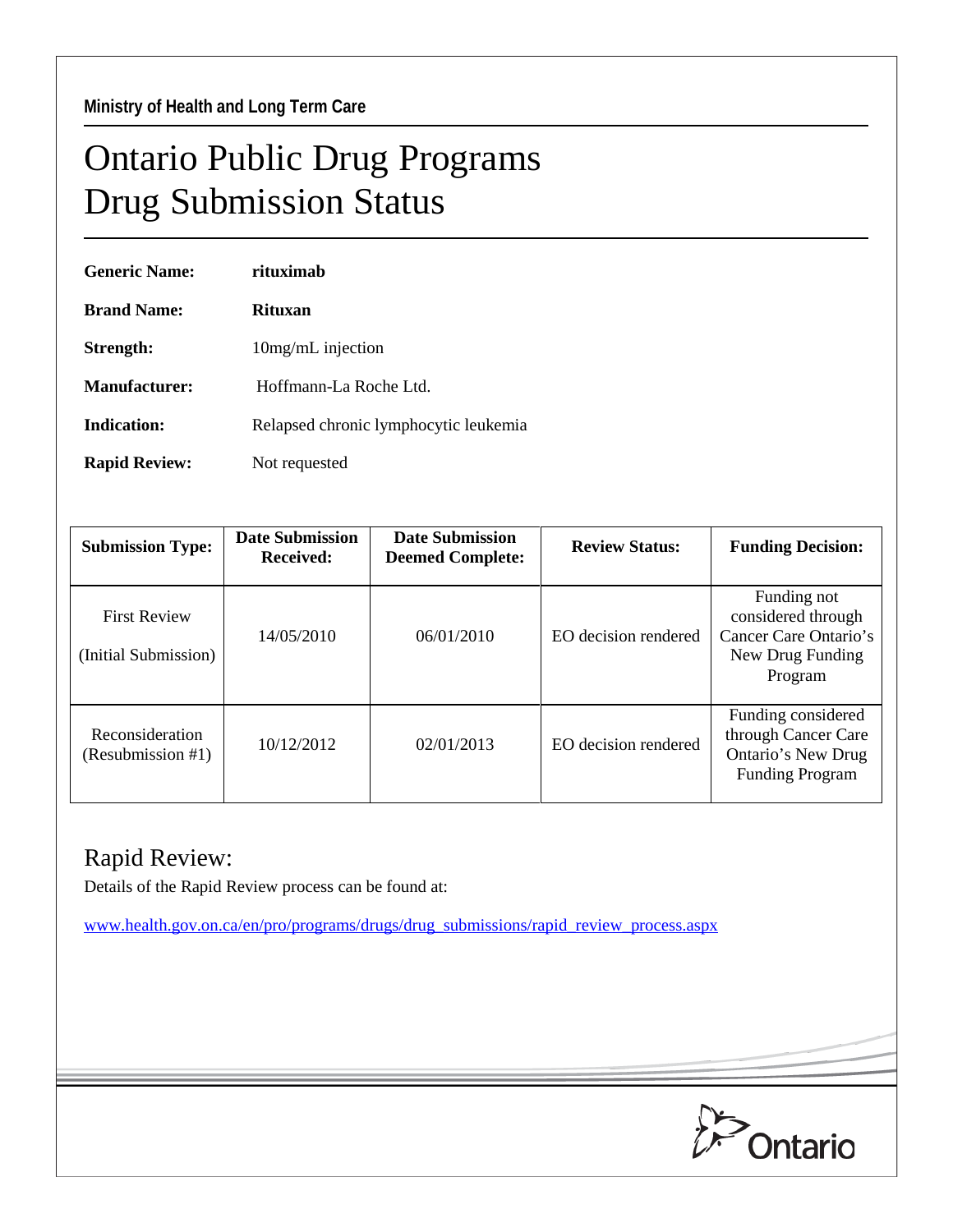Ministry of Health and Long Term Care

# Ontario Public Drug Programs
# Drug Submission Status

**Generic Name:** **rituximab**

**Brand Name:** **Rituxan**

**Strength:** 10mg/mL injection

**Manufacturer:** Hoffmann-La Roche Ltd.

**Indication:** Relapsed chronic lymphocytic leukemia

**Rapid Review:** Not requested

| Submission Type: | Date Submission Received: | Date Submission Deemed Complete: | Review Status: | Funding Decision: |
|---|---|---|---|---|
| First Review (Initial Submission) | 14/05/2010 | 06/01/2010 | EO decision rendered | Funding not considered through Cancer Care Ontario's New Drug Funding Program |
| Reconsideration (Resubmission #1) | 10/12/2012 | 02/01/2013 | EO decision rendered | Funding considered through Cancer Care Ontario's New Drug Funding Program |

## Rapid Review:

Details of the Rapid Review process can be found at:

www.health.gov.on.ca/en/pro/programs/drugs/drug_submissions/rapid_review_process.aspx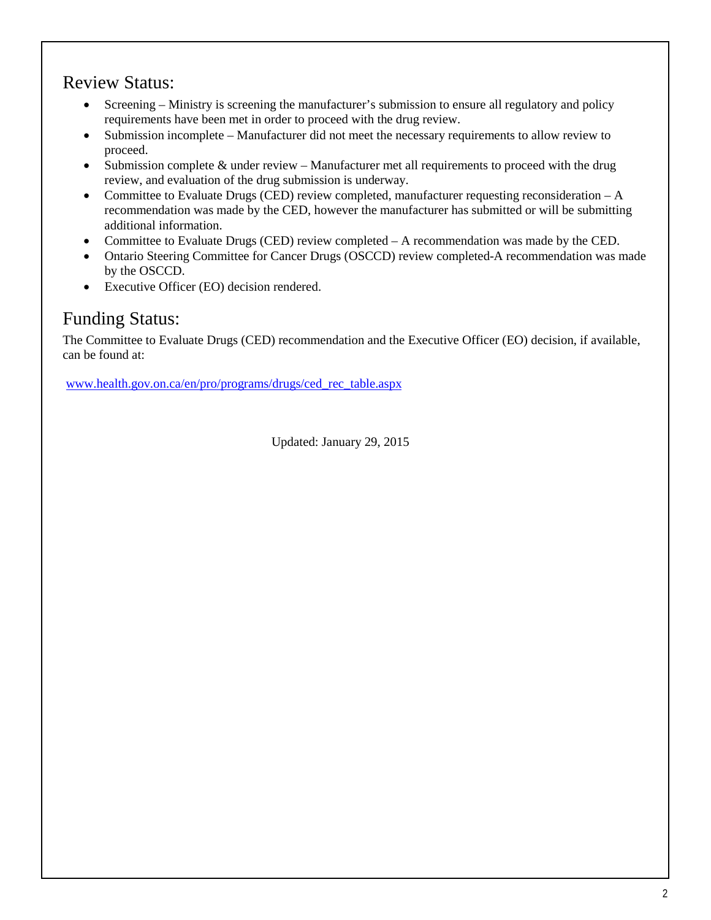## Review Status:

- Screening – Ministry is screening the manufacturer's submission to ensure all regulatory and policy requirements have been met in order to proceed with the drug review.
- Submission incomplete – Manufacturer did not meet the necessary requirements to allow review to proceed.
- Submission complete & under review – Manufacturer met all requirements to proceed with the drug review, and evaluation of the drug submission is underway.
- Committee to Evaluate Drugs (CED) review completed, manufacturer requesting reconsideration – A recommendation was made by the CED, however the manufacturer has submitted or will be submitting additional information.
- Committee to Evaluate Drugs (CED) review completed – A recommendation was made by the CED.
- Ontario Steering Committee for Cancer Drugs (OSCCD) review completed-A recommendation was made by the OSCCD.
- Executive Officer (EO) decision rendered.

## Funding Status:

The Committee to Evaluate Drugs (CED) recommendation and the Executive Officer (EO) decision, if available, can be found at:

www.health.gov.on.ca/en/pro/programs/drugs/ced_rec_table.aspx

Updated: January 29, 2015